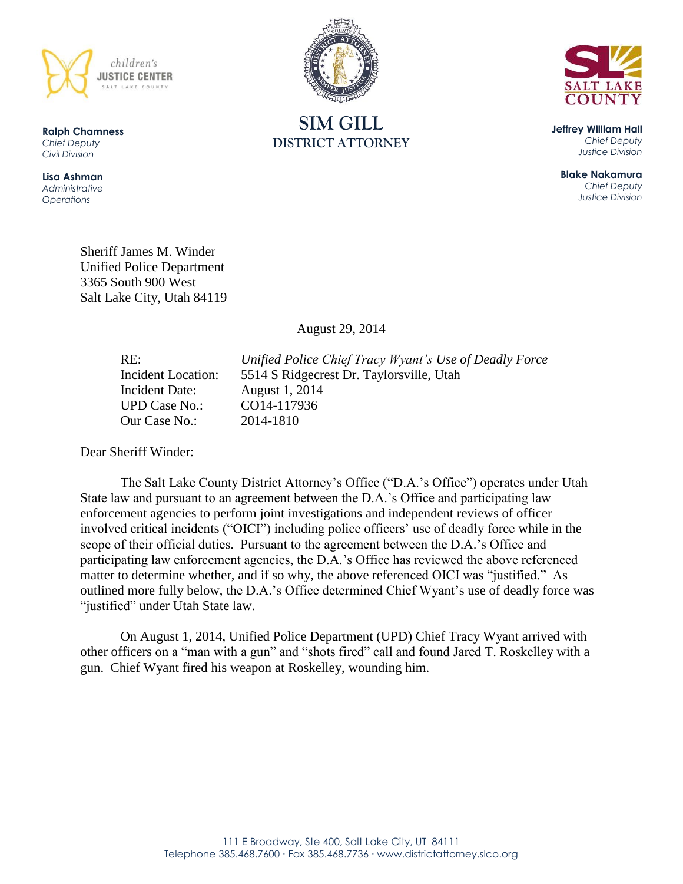children's
**JUSTICE CENTER**
SALT LAKE COUNTY

**Ralph Chamness**
*Chief Deputy*
*Civil Division*

**Lisa Ashman**
*Administrative Operations*

# SIM GILL
## DISTRICT ATTORNEY

SALT LAKE COUNTY

**Jeffrey William Hall**
*Chief Deputy*
*Justice Division*

**Blake Nakamura**
*Chief Deputy*
*Justice Division*

Sheriff James M. Winder
Unified Police Department
3365 South 900 West
Salt Lake City, Utah 84119

August 29, 2014

| | |
|---|---|
| RE: | *Unified Police Chief Tracy Wyant's Use of Deadly Force* |
| Incident Location: | 5514 S Ridgecrest Dr. Taylorsville, Utah |
| Incident Date: | August 1, 2014 |
| UPD Case No.: | CO14-117936 |
| Our Case No.: | 2014-1810 |

Dear Sheriff Winder:

The Salt Lake County District Attorney's Office ("D.A.'s Office") operates under Utah State law and pursuant to an agreement between the D.A.'s Office and participating law enforcement agencies to perform joint investigations and independent reviews of officer involved critical incidents ("OICI") including police officers' use of deadly force while in the scope of their official duties. Pursuant to the agreement between the D.A.'s Office and participating law enforcement agencies, the D.A.'s Office has reviewed the above referenced matter to determine whether, and if so why, the above referenced OICI was "justified." As outlined more fully below, the D.A.'s Office determined Chief Wyant's use of deadly force was "justified" under Utah State law.

On August 1, 2014, Unified Police Department (UPD) Chief Tracy Wyant arrived with other officers on a "man with a gun" and "shots fired" call and found Jared T. Roskelley with a gun. Chief Wyant fired his weapon at Roskelley, wounding him.

111 E Broadway, Ste 400, Salt Lake City, UT 84111
Telephone 385.468.7600 · Fax 385.468.7736 · www.districtattorney.slco.org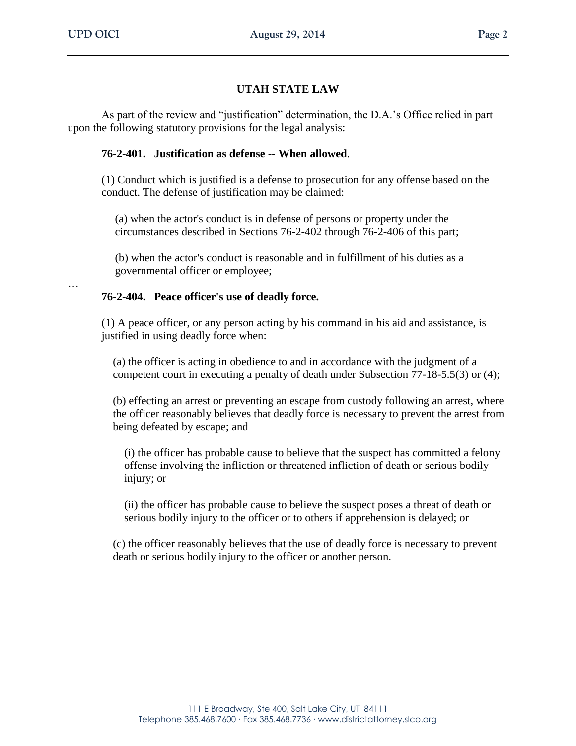## UTAH STATE LAW

As part of the review and "justification" determination, the D.A.'s Office relied in part upon the following statutory provisions for the legal analysis:

**76-2-401. Justification as defense -- When allowed**.

(1) Conduct which is justified is a defense to prosecution for any offense based on the conduct. The defense of justification may be claimed:

(a) when the actor's conduct is in defense of persons or property under the circumstances described in Sections 76-2-402 through 76-2-406 of this part;

(b) when the actor's conduct is reasonable and in fulfillment of his duties as a governmental officer or employee;

…

**76-2-404. Peace officer's use of deadly force.**

(1) A peace officer, or any person acting by his command in his aid and assistance, is justified in using deadly force when:

(a) the officer is acting in obedience to and in accordance with the judgment of a competent court in executing a penalty of death under Subsection 77-18-5.5(3) or (4);

(b) effecting an arrest or preventing an escape from custody following an arrest, where the officer reasonably believes that deadly force is necessary to prevent the arrest from being defeated by escape; and

(i) the officer has probable cause to believe that the suspect has committed a felony offense involving the infliction or threatened infliction of death or serious bodily injury; or

(ii) the officer has probable cause to believe the suspect poses a threat of death or serious bodily injury to the officer or to others if apprehension is delayed; or

(c) the officer reasonably believes that the use of deadly force is necessary to prevent death or serious bodily injury to the officer or another person.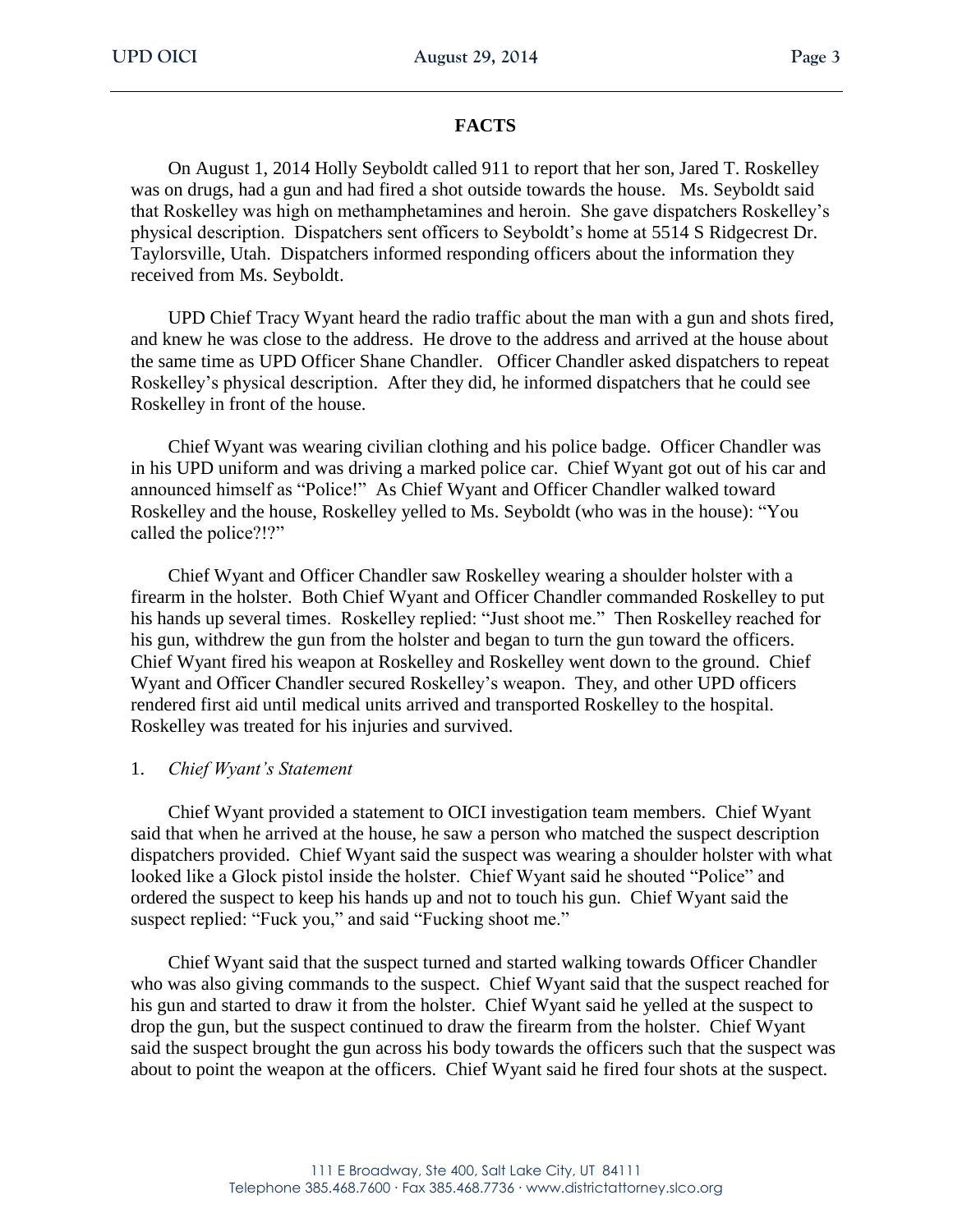## FACTS

On August 1, 2014 Holly Seyboldt called 911 to report that her son, Jared T. Roskelley was on drugs, had a gun and had fired a shot outside towards the house. Ms. Seyboldt said that Roskelley was high on methamphetamines and heroin. She gave dispatchers Roskelley's physical description. Dispatchers sent officers to Seyboldt's home at 5514 S Ridgecrest Dr. Taylorsville, Utah. Dispatchers informed responding officers about the information they received from Ms. Seyboldt.

UPD Chief Tracy Wyant heard the radio traffic about the man with a gun and shots fired, and knew he was close to the address. He drove to the address and arrived at the house about the same time as UPD Officer Shane Chandler. Officer Chandler asked dispatchers to repeat Roskelley's physical description. After they did, he informed dispatchers that he could see Roskelley in front of the house.

Chief Wyant was wearing civilian clothing and his police badge. Officer Chandler was in his UPD uniform and was driving a marked police car. Chief Wyant got out of his car and announced himself as "Police!" As Chief Wyant and Officer Chandler walked toward Roskelley and the house, Roskelley yelled to Ms. Seyboldt (who was in the house): "You called the police?!?"

Chief Wyant and Officer Chandler saw Roskelley wearing a shoulder holster with a firearm in the holster. Both Chief Wyant and Officer Chandler commanded Roskelley to put his hands up several times. Roskelley replied: "Just shoot me." Then Roskelley reached for his gun, withdrew the gun from the holster and began to turn the gun toward the officers. Chief Wyant fired his weapon at Roskelley and Roskelley went down to the ground. Chief Wyant and Officer Chandler secured Roskelley's weapon. They, and other UPD officers rendered first aid until medical units arrived and transported Roskelley to the hospital. Roskelley was treated for his injuries and survived.

1. *Chief Wyant's Statement*

Chief Wyant provided a statement to OICI investigation team members. Chief Wyant said that when he arrived at the house, he saw a person who matched the suspect description dispatchers provided. Chief Wyant said the suspect was wearing a shoulder holster with what looked like a Glock pistol inside the holster. Chief Wyant said he shouted "Police" and ordered the suspect to keep his hands up and not to touch his gun. Chief Wyant said the suspect replied: "Fuck you," and said "Fucking shoot me."

Chief Wyant said that the suspect turned and started walking towards Officer Chandler who was also giving commands to the suspect. Chief Wyant said that the suspect reached for his gun and started to draw it from the holster. Chief Wyant said he yelled at the suspect to drop the gun, but the suspect continued to draw the firearm from the holster. Chief Wyant said the suspect brought the gun across his body towards the officers such that the suspect was about to point the weapon at the officers. Chief Wyant said he fired four shots at the suspect.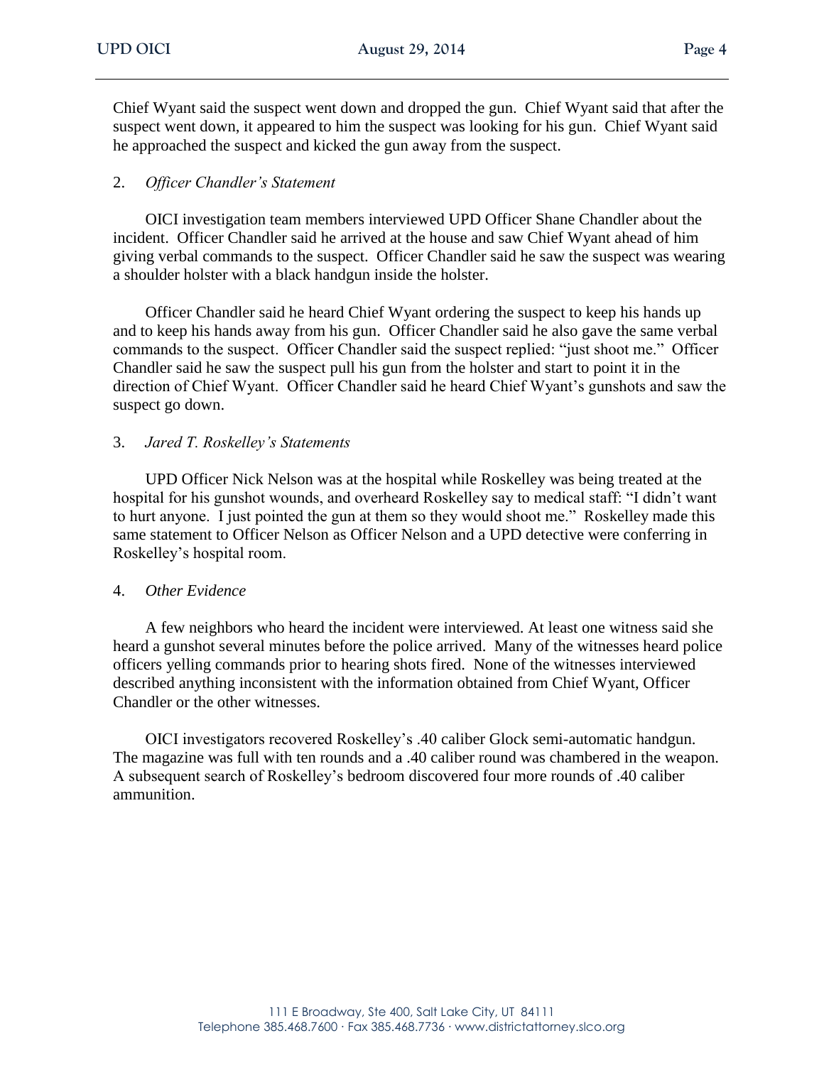Chief Wyant said the suspect went down and dropped the gun. Chief Wyant said that after the suspect went down, it appeared to him the suspect was looking for his gun. Chief Wyant said he approached the suspect and kicked the gun away from the suspect.

2. *Officer Chandler's Statement*

OICI investigation team members interviewed UPD Officer Shane Chandler about the incident. Officer Chandler said he arrived at the house and saw Chief Wyant ahead of him giving verbal commands to the suspect. Officer Chandler said he saw the suspect was wearing a shoulder holster with a black handgun inside the holster.

Officer Chandler said he heard Chief Wyant ordering the suspect to keep his hands up and to keep his hands away from his gun. Officer Chandler said he also gave the same verbal commands to the suspect. Officer Chandler said the suspect replied: "just shoot me." Officer Chandler said he saw the suspect pull his gun from the holster and start to point it in the direction of Chief Wyant. Officer Chandler said he heard Chief Wyant's gunshots and saw the suspect go down.

3. *Jared T. Roskelley's Statements*

UPD Officer Nick Nelson was at the hospital while Roskelley was being treated at the hospital for his gunshot wounds, and overheard Roskelley say to medical staff: "I didn't want to hurt anyone. I just pointed the gun at them so they would shoot me." Roskelley made this same statement to Officer Nelson as Officer Nelson and a UPD detective were conferring in Roskelley's hospital room.

4. *Other Evidence*

A few neighbors who heard the incident were interviewed. At least one witness said she heard a gunshot several minutes before the police arrived. Many of the witnesses heard police officers yelling commands prior to hearing shots fired. None of the witnesses interviewed described anything inconsistent with the information obtained from Chief Wyant, Officer Chandler or the other witnesses.

OICI investigators recovered Roskelley's .40 caliber Glock semi-automatic handgun. The magazine was full with ten rounds and a .40 caliber round was chambered in the weapon. A subsequent search of Roskelley's bedroom discovered four more rounds of .40 caliber ammunition.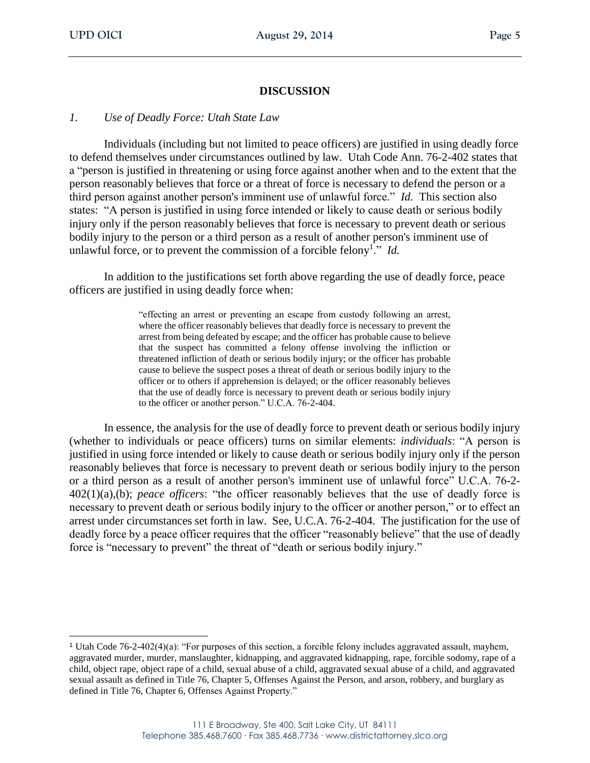## DISCUSSION

*1. Use of Deadly Force: Utah State Law*

Individuals (including but not limited to peace officers) are justified in using deadly force to defend themselves under circumstances outlined by law. Utah Code Ann. 76-2-402 states that a "person is justified in threatening or using force against another when and to the extent that the person reasonably believes that force or a threat of force is necessary to defend the person or a third person against another person's imminent use of unlawful force." *Id.* This section also states: "A person is justified in using force intended or likely to cause death or serious bodily injury only if the person reasonably believes that force is necessary to prevent death or serious bodily injury to the person or a third person as a result of another person's imminent use of unlawful force, or to prevent the commission of a forcible felony[1]." *Id.*

In addition to the justifications set forth above regarding the use of deadly force, peace officers are justified in using deadly force when:

> "effecting an arrest or preventing an escape from custody following an arrest, where the officer reasonably believes that deadly force is necessary to prevent the arrest from being defeated by escape; and the officer has probable cause to believe that the suspect has committed a felony offense involving the infliction or threatened infliction of death or serious bodily injury; or the officer has probable cause to believe the suspect poses a threat of death or serious bodily injury to the officer or to others if apprehension is delayed; or the officer reasonably believes that the use of deadly force is necessary to prevent death or serious bodily injury to the officer or another person." U.C.A. 76-2-404.

In essence, the analysis for the use of deadly force to prevent death or serious bodily injury (whether to individuals or peace officers) turns on similar elements: *individuals*: "A person is justified in using force intended or likely to cause death or serious bodily injury only if the person reasonably believes that force is necessary to prevent death or serious bodily injury to the person or a third person as a result of another person's imminent use of unlawful force" U.C.A. 76-2-402(1)(a),(b); *peace officers*: "the officer reasonably believes that the use of deadly force is necessary to prevent death or serious bodily injury to the officer or another person," or to effect an arrest under circumstances set forth in law. See, U.C.A. 76-2-404. The justification for the use of deadly force by a peace officer requires that the officer "reasonably believe" that the use of deadly force is "necessary to prevent" the threat of "death or serious bodily injury."

---

[1] Utah Code 76-2-402(4)(a): "For purposes of this section, a forcible felony includes aggravated assault, mayhem, aggravated murder, murder, manslaughter, kidnapping, and aggravated kidnapping, rape, forcible sodomy, rape of a child, object rape, object rape of a child, sexual abuse of a child, aggravated sexual abuse of a child, and aggravated sexual assault as defined in Title 76, Chapter 5, Offenses Against the Person, and arson, robbery, and burglary as defined in Title 76, Chapter 6, Offenses Against Property."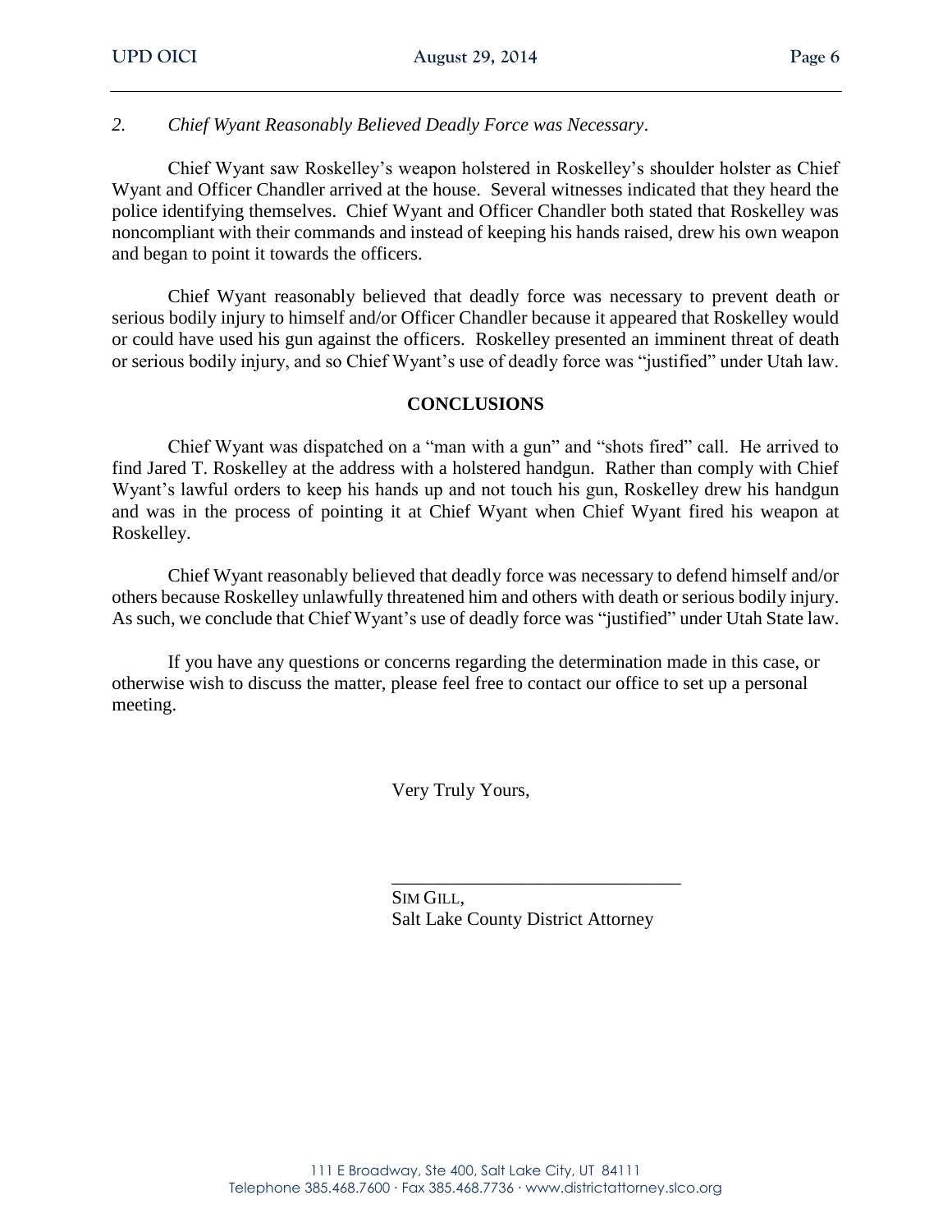*2. Chief Wyant Reasonably Believed Deadly Force was Necessary.*

Chief Wyant saw Roskelley's weapon holstered in Roskelley's shoulder holster as Chief Wyant and Officer Chandler arrived at the house. Several witnesses indicated that they heard the police identifying themselves. Chief Wyant and Officer Chandler both stated that Roskelley was noncompliant with their commands and instead of keeping his hands raised, drew his own weapon and began to point it towards the officers.

Chief Wyant reasonably believed that deadly force was necessary to prevent death or serious bodily injury to himself and/or Officer Chandler because it appeared that Roskelley would or could have used his gun against the officers. Roskelley presented an imminent threat of death or serious bodily injury, and so Chief Wyant's use of deadly force was "justified" under Utah law.

## CONCLUSIONS

Chief Wyant was dispatched on a "man with a gun" and "shots fired" call. He arrived to find Jared T. Roskelley at the address with a holstered handgun. Rather than comply with Chief Wyant's lawful orders to keep his hands up and not touch his gun, Roskelley drew his handgun and was in the process of pointing it at Chief Wyant when Chief Wyant fired his weapon at Roskelley.

Chief Wyant reasonably believed that deadly force was necessary to defend himself and/or others because Roskelley unlawfully threatened him and others with death or serious bodily injury. As such, we conclude that Chief Wyant's use of deadly force was "justified" under Utah State law.

If you have any questions or concerns regarding the determination made in this case, or otherwise wish to discuss the matter, please feel free to contact our office to set up a personal meeting.

Very Truly Yours,

\_\_\_\_\_\_\_\_\_\_\_\_\_\_\_\_\_\_\_\_\_\_\_\_\_\_\_\_\_\_\_\_

SIM GILL,
Salt Lake County District Attorney